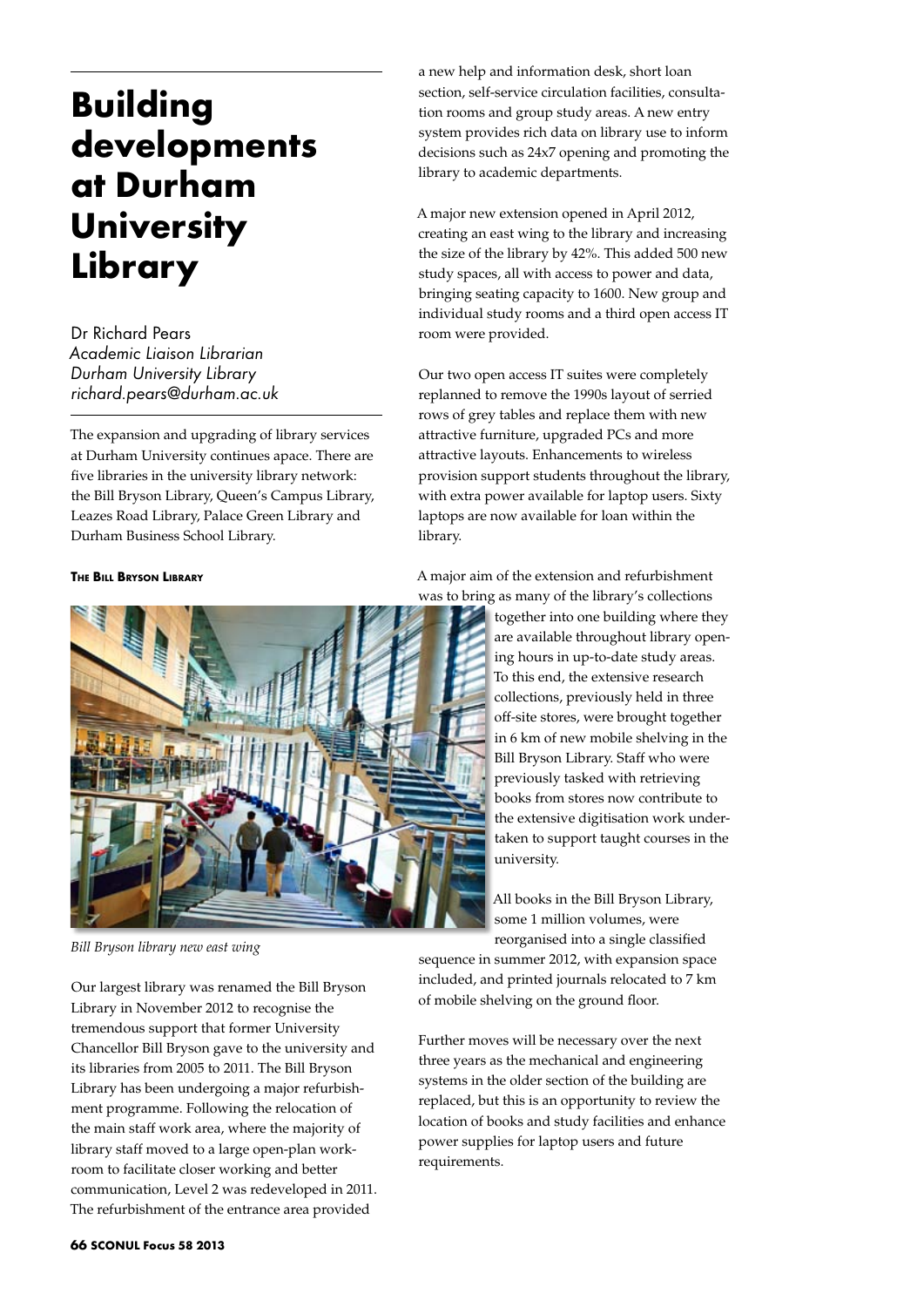# Building developments at Durham University Library

Dr Richard Pears
*Academic Liaison Librarian*
*Durham University Library*
*richard.pears@durham.ac.uk*

The expansion and upgrading of library services at Durham University continues apace. There are five libraries in the university library network: the Bill Bryson Library, Queen's Campus Library, Leazes Road Library, Palace Green Library and Durham Business School Library.

## The Bill Bryson Library

*Bill Bryson library new east wing*

Our largest library was renamed the Bill Bryson Library in November 2012 to recognise the tremendous support that former University Chancellor Bill Bryson gave to the university and its libraries from 2005 to 2011. The Bill Bryson Library has been undergoing a major refurbishment programme. Following the relocation of the main staff work area, where the majority of library staff moved to a large open-plan workroom to facilitate closer working and better communication, Level 2 was redeveloped in 2011. The refurbishment of the entrance area provided a new help and information desk, short loan section, self-service circulation facilities, consultation rooms and group study areas. A new entry system provides rich data on library use to inform decisions such as 24x7 opening and promoting the library to academic departments.

A major new extension opened in April 2012, creating an east wing to the library and increasing the size of the library by 42%. This added 500 new study spaces, all with access to power and data, bringing seating capacity to 1600. New group and individual study rooms and a third open access IT room were provided.

Our two open access IT suites were completely replanned to remove the 1990s layout of serried rows of grey tables and replace them with new attractive furniture, upgraded PCs and more attractive layouts. Enhancements to wireless provision support students throughout the library, with extra power available for laptop users. Sixty laptops are now available for loan within the library.

A major aim of the extension and refurbishment was to bring as many of the library's collections together into one building where they are available throughout library opening hours in up-to-date study areas. To this end, the extensive research collections, previously held in three off-site stores, were brought together in 6 km of new mobile shelving in the Bill Bryson Library. Staff who were previously tasked with retrieving books from stores now contribute to the extensive digitisation work undertaken to support taught courses in the university.

All books in the Bill Bryson Library, some 1 million volumes, were reorganised into a single classified sequence in summer 2012, with expansion space included, and printed journals relocated to 7 km of mobile shelving on the ground floor.

Further moves will be necessary over the next three years as the mechanical and engineering systems in the older section of the building are replaced, but this is an opportunity to review the location of books and study facilities and enhance power supplies for laptop users and future requirements.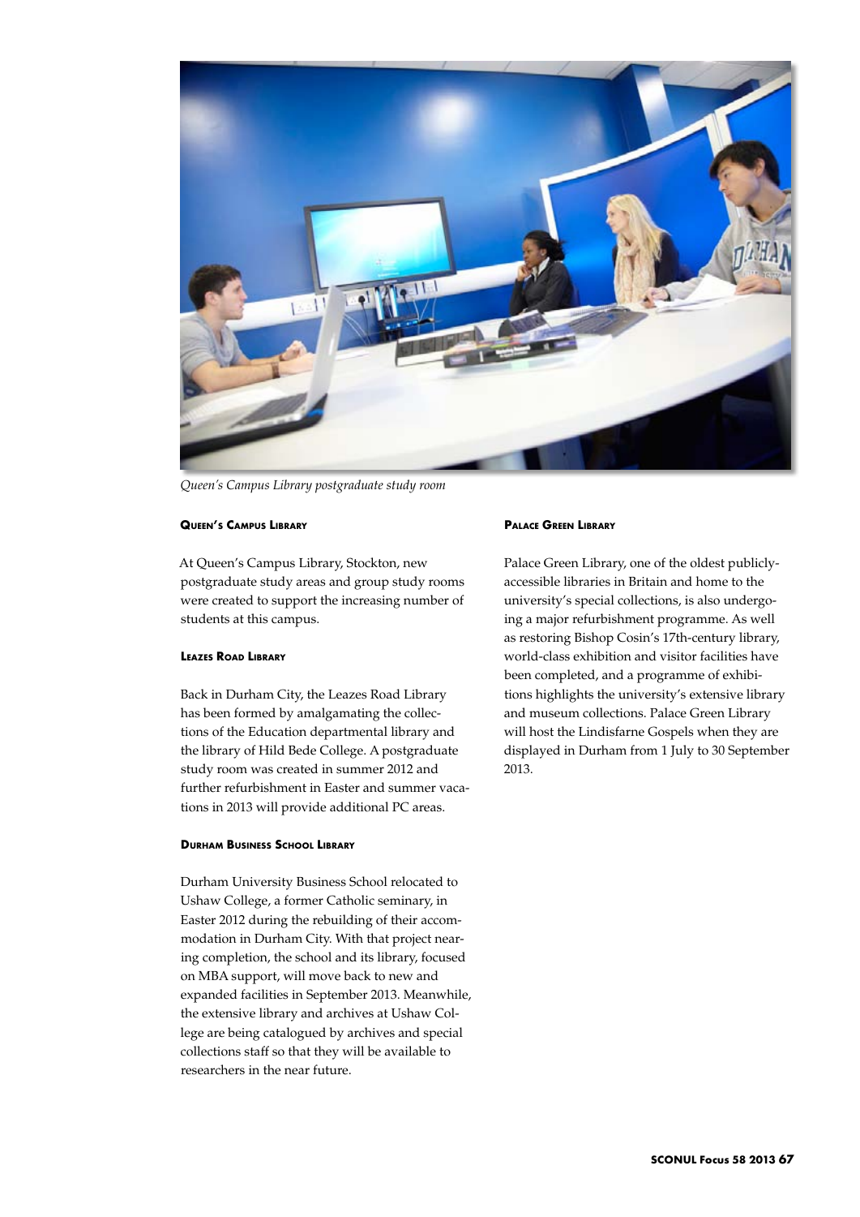*Queen's Campus Library postgraduate study room*

### Queen's Campus Library

At Queen's Campus Library, Stockton, new postgraduate study areas and group study rooms were created to support the increasing number of students at this campus.

### Leazes Road Library

Back in Durham City, the Leazes Road Library has been formed by amalgamating the collections of the Education departmental library and the library of Hild Bede College. A postgraduate study room was created in summer 2012 and further refurbishment in Easter and summer vacations in 2013 will provide additional PC areas.

### Durham Business School Library

Durham University Business School relocated to Ushaw College, a former Catholic seminary, in Easter 2012 during the rebuilding of their accommodation in Durham City. With that project nearing completion, the school and its library, focused on MBA support, will move back to new and expanded facilities in September 2013. Meanwhile, the extensive library and archives at Ushaw College are being catalogued by archives and special collections staff so that they will be available to researchers in the near future.

### Palace Green Library

Palace Green Library, one of the oldest publicly-accessible libraries in Britain and home to the university's special collections, is also undergoing a major refurbishment programme. As well as restoring Bishop Cosin's 17th-century library, world-class exhibition and visitor facilities have been completed, and a programme of exhibitions highlights the university's extensive library and museum collections. Palace Green Library will host the Lindisfarne Gospels when they are displayed in Durham from 1 July to 30 September 2013.